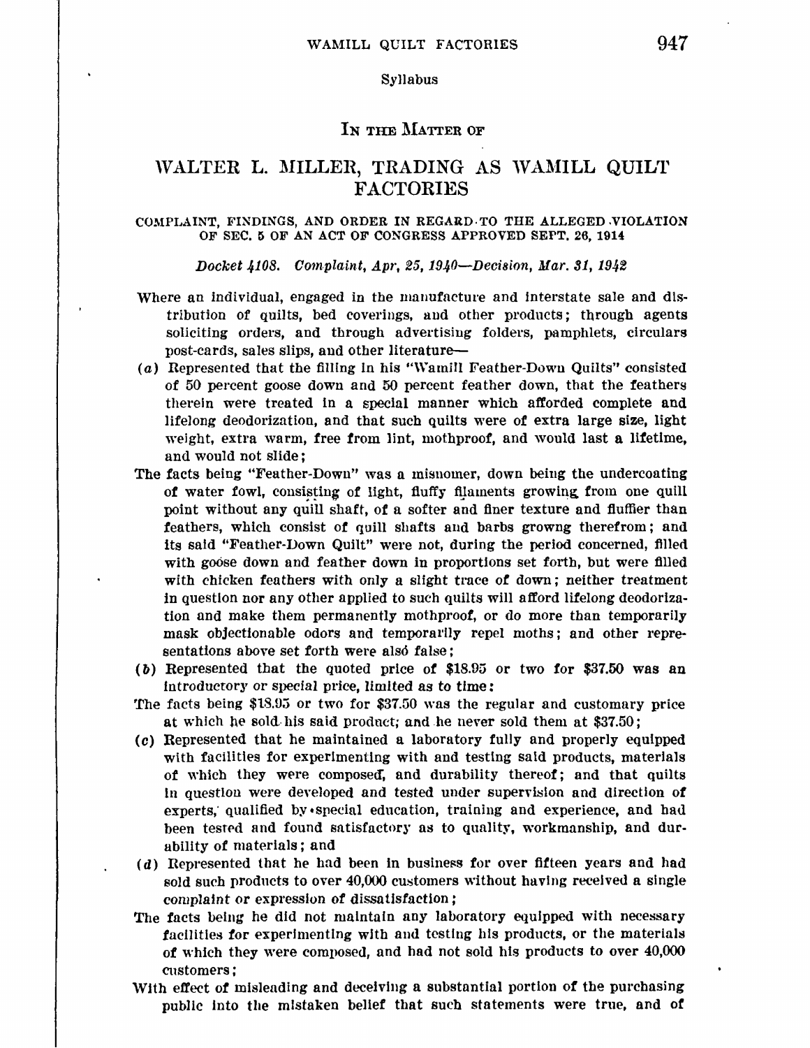Syllabus

IN THE MATTER OF

# WALTER L. MILLER, TRADING AS WAMILL QUILT FACTORIES

COMPLAINT, FINDINGS, AND ORDER IN REGARD TO THE ALLEGED VIOLATION OF SEC. 5 OF AN ACT OF CONGRESS APPROVED SEPT. 26, 1914

*Docket 4108. Complaint, Apr. 25, 1940—Decision, Mar. 31, 1942*

Where an individual, engaged in the manufacture and interstate sale and distribution of quilts, bed coverings, and other products; through agents soliciting orders, and through advertising folders, pamphlets, circulars post-cards, sales slips, and other literature—

(*a*) Represented that the filling in his "Wamill Feather-Down Quilts" consisted of 50 percent goose down and 50 percent feather down, that the feathers therein were treated in a special manner which afforded complete and lifelong deodorization, and that such quilts were of extra large size, light weight, extra warm, free from lint, mothproof, and would last a lifetime, and would not slide;

The facts being "Feather-Down" was a misnomer, down being the undercoating of water fowl, consisting of light, fluffy filaments growing from one quill point without any quill shaft, of a softer and finer texture and fluffier than feathers, which consist of quill shafts and barbs growng therefrom; and its said "Feather-Down Quilt" were not, during the period concerned, filled with goose down and feather down in proportions set forth, but were filled with chicken feathers with only a slight trace of down; neither treatment in question nor any other applied to such quilts will afford lifelong deodorization and make them permanently mothproof, or do more than temporarily mask objectionable odors and temporarily repel moths; and other representations above set forth were also false;

(*b*) Represented that the quoted price of $18.95 or two for $37.50 was an introductory or special price, limited as to time:

The facts being $18.95 or two for $37.50 was the regular and customary price at which he sold his said product; and he never sold them at $37.50;

(*c*) Represented that he maintained a laboratory fully and properly equipped with facilities for experimenting with and testing said products, materials of which they were composed, and durability thereof; and that quilts in question were developed and tested under supervision and direction of experts, qualified by special education, training and experience, and had been tested and found satisfactory as to quality, workmanship, and durability of materials; and

(*d*) Represented that he had been in business for over fifteen years and had sold such products to over 40,000 customers without having received a single complaint or expression of dissatisfaction;

The facts being he did not maintain any laboratory equipped with necessary facilities for experimenting with and testing his products, or the materials of which they were composed, and had not sold his products to over 40,000 customers;

With effect of misleading and deceiving a substantial portion of the purchasing public into the mistaken belief that such statements were true, and of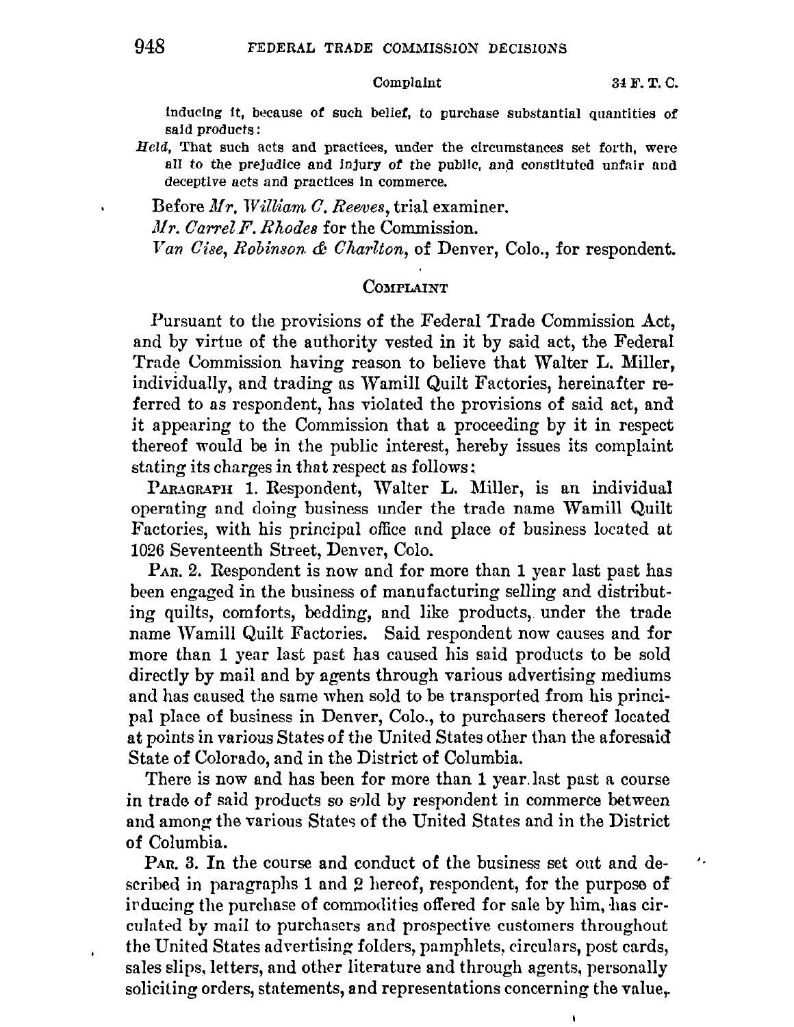inducing it, because of such belief, to purchase substantial quantities of said products:

*Held*, That such acts and practices, under the circumstances set forth, were all to the prejudice and injury of the public, and constituted unfair and deceptive acts and practices in commerce.

Before *Mr. William C. Reeves*, trial examiner.

*Mr. Carrel F. Rhodes* for the Commission.

*Van Cise, Robinson & Charlton*, of Denver, Colo., for respondent.

## COMPLAINT

Pursuant to the provisions of the Federal Trade Commission Act, and by virtue of the authority vested in it by said act, the Federal Trade Commission having reason to believe that Walter L. Miller, individually, and trading as Wamill Quilt Factories, hereinafter referred to as respondent, has violated the provisions of said act, and it appearing to the Commission that a proceeding by it in respect thereof would be in the public interest, hereby issues its complaint stating its charges in that respect as follows:

PARAGRAPH 1. Respondent, Walter L. Miller, is an individual operating and doing business under the trade name Wamill Quilt Factories, with his principal office and place of business located at 1026 Seventeenth Street, Denver, Colo.

PAR. 2. Respondent is now and for more than 1 year last past has been engaged in the business of manufacturing selling and distributing quilts, comforts, bedding, and like products, under the trade name Wamill Quilt Factories. Said respondent now causes and for more than 1 year last past has caused his said products to be sold directly by mail and by agents through various advertising mediums and has caused the same when sold to be transported from his principal place of business in Denver, Colo., to purchasers thereof located at points in various States of the United States other than the aforesaid State of Colorado, and in the District of Columbia.

There is now and has been for more than 1 year last past a course in trade of said products so sold by respondent in commerce between and among the various States of the United States and in the District of Columbia.

PAR. 3. In the course and conduct of the business set out and described in paragraphs 1 and 2 hereof, respondent, for the purpose of inducing the purchase of commodities offered for sale by him, has circulated by mail to purchasers and prospective customers throughout the United States advertising folders, pamphlets, circulars, post cards, sales slips, letters, and other literature and through agents, personally soliciting orders, statements, and representations concerning the value,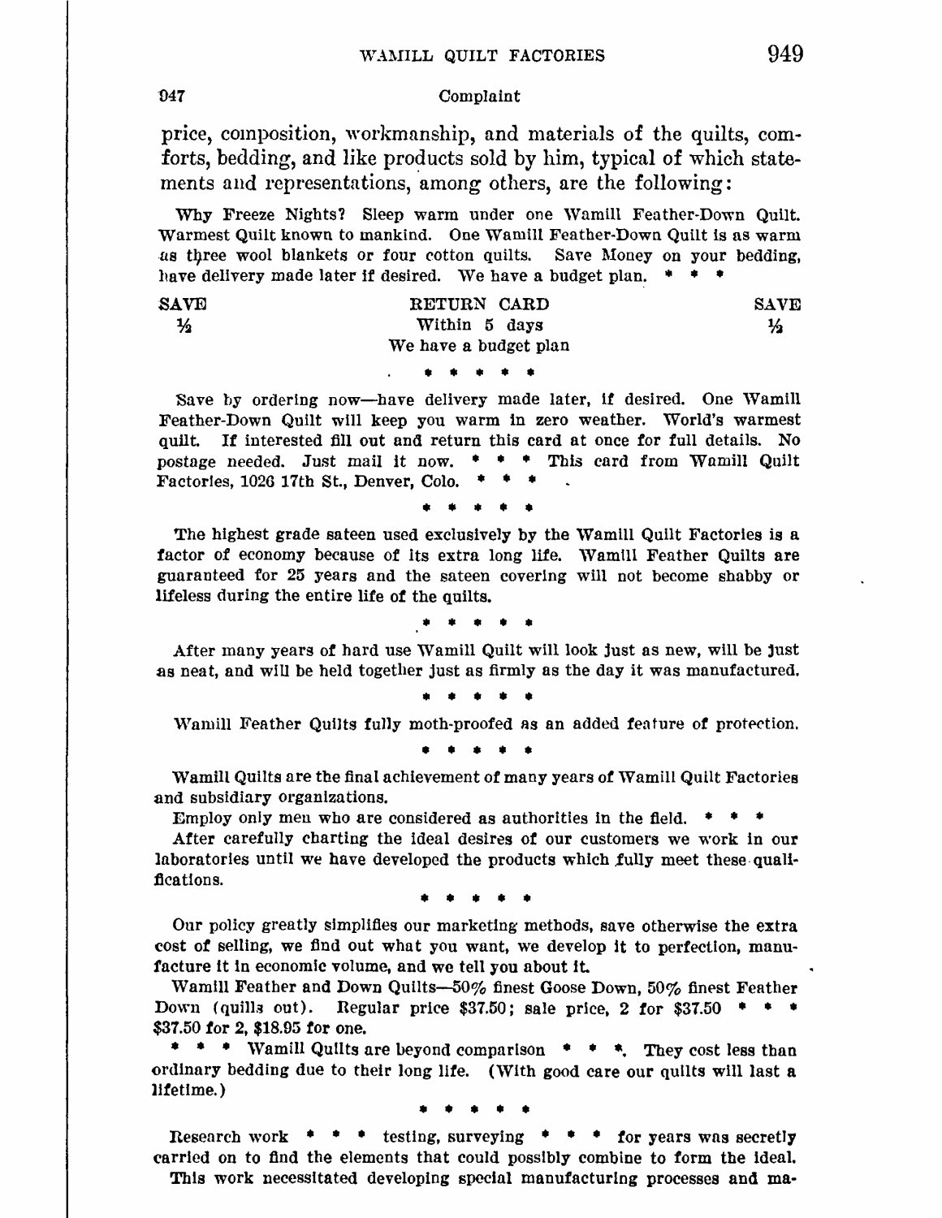Complaint

price, composition, workmanship, and materials of the quilts, comforts, bedding, and like products sold by him, typical of which statements and representations, among others, are the following:

Why Freeze Nights? Sleep warm under one Wamill Feather-Down Quilt. Warmest Quilt known to mankind. One Wamill Feather-Down Quilt is as warm as three wool blankets or four cotton quilts. Save Money on your bedding, have delivery made later if desired. We have a budget plan. * * *

SAVE ½ — RETURN CARD Within 5 days We have a budget plan — SAVE ½

\* \* \* \* \*

Save by ordering now—have delivery made later, if desired. One Wamill Feather-Down Quilt will keep you warm in zero weather. World's warmest quilt. If interested fill out and return this card at once for full details. No postage needed. Just mail it now. * * * This card from Wamill Quilt Factories, 1026 17th St., Denver, Colo. * * *

\* \* \* \* \*

The highest grade sateen used exclusively by the Wamill Quilt Factories is a factor of economy because of its extra long life. Wamill Feather Quilts are guaranteed for 25 years and the sateen covering will not become shabby or lifeless during the entire life of the quilts.

\* \* \* \* \*

After many years of hard use Wamill Quilt will look just as new, will be just as neat, and will be held together just as firmly as the day it was manufactured.

\* \* \* \* \*

Wamill Feather Quilts fully moth-proofed as an added feature of protection.

\* \* \* \* \*

Wamill Quilts are the final achievement of many years of Wamill Quilt Factories and subsidiary organizations.

Employ only men who are considered as authorities in the field. * * *

After carefully charting the ideal desires of our customers we work in our laboratories until we have developed the products which fully meet these qualifications.

\* \* \* \* \*

Our policy greatly simplifies our marketing methods, save otherwise the extra cost of selling, we find out what you want, we develop it to perfection, manufacture it in economic volume, and we tell you about it.

Wamill Feather and Down Quilts—50% finest Goose Down, 50% finest Feather Down (quills out). Regular price \$37.50; sale price, 2 for \$37.50 * * * \$37.50 for 2, \$18.95 for one.

\* \* \* Wamill Quilts are beyond comparison * * *. They cost less than ordinary bedding due to their long life. (With good care our quilts will last a lifetime.)

\* \* \* \* \*

Research work * * * testing, surveying * * * for years was secretly carried on to find the elements that could possibly combine to form the ideal. This work necessitated developing special manufacturing processes and ma-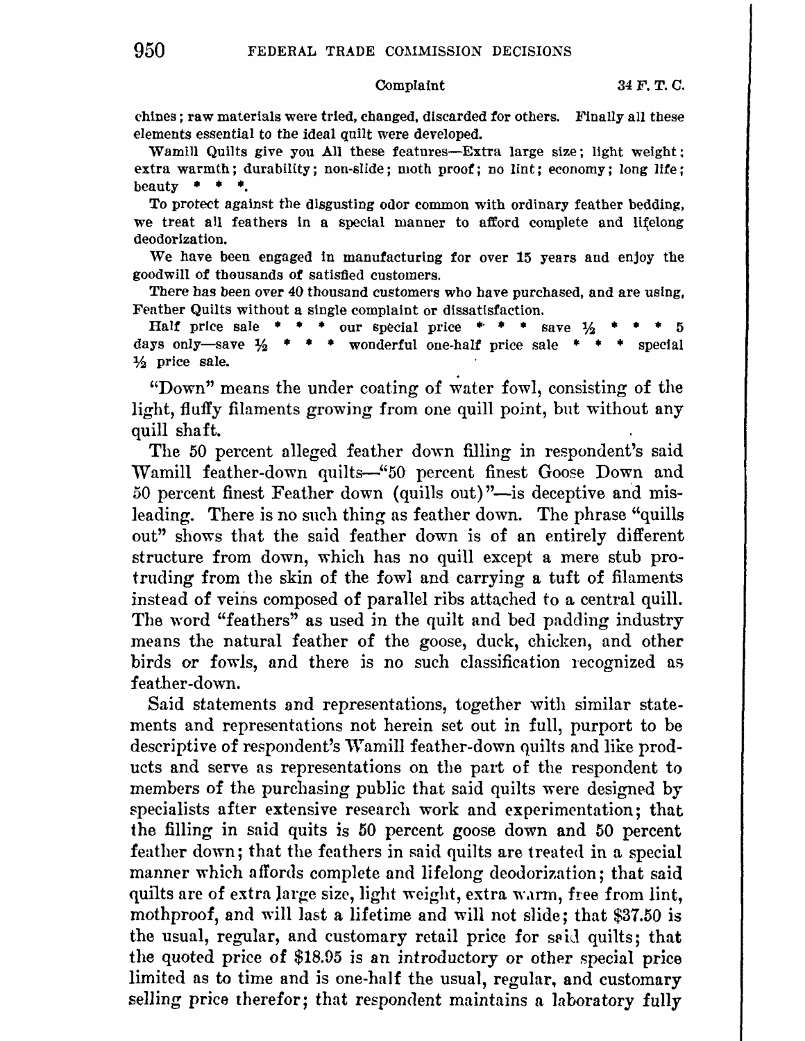chines; raw materials were tried, changed, discarded for others. Finally all these elements essential to the ideal quilt were developed.

Wamill Quilts give you All these features—Extra large size; light weight; extra warmth; durability; non-slide; moth proof; no lint; economy; long life; beauty * * *.

To protect against the disgusting odor common with ordinary feather bedding, we treat all feathers in a special manner to afford complete and lifelong deodorization.

We have been engaged in manufacturing for over 15 years and enjoy the goodwill of thousands of satisfied customers.

There has been over 40 thousand customers who have purchased, and are using, Feather Quilts without a single complaint or dissatisfaction.

Half price sale * * * our special price * * * save ½ * * * 5 days only—save ½ * * * wonderful one-half price sale * * * special ½ price sale.

"Down" means the under coating of water fowl, consisting of the light, fluffy filaments growing from one quill point, but without any quill shaft.

The 50 percent alleged feather down filling in respondent's said Wamill feather-down quilts—"50 percent finest Goose Down and 50 percent finest Feather down (quills out)"—is deceptive and misleading. There is no such thing as feather down. The phrase "quills out" shows that the said feather down is of an entirely different structure from down, which has no quill except a mere stub protruding from the skin of the fowl and carrying a tuft of filaments instead of veins composed of parallel ribs attached to a central quill. The word "feathers" as used in the quilt and bed padding industry means the natural feather of the goose, duck, chicken, and other birds or fowls, and there is no such classification recognized as feather-down.

Said statements and representations, together with similar statements and representations not herein set out in full, purport to be descriptive of respondent's Wamill feather-down quilts and like products and serve as representations on the part of the respondent to members of the purchasing public that said quilts were designed by specialists after extensive research work and experimentation; that the filling in said quits is 50 percent goose down and 50 percent feather down; that the feathers in said quilts are treated in a special manner which affords complete and lifelong deodorization; that said quilts are of extra large size, light weight, extra warm, free from lint, mothproof, and will last a lifetime and will not slide; that $37.50 is the usual, regular, and customary retail price for said quilts; that the quoted price of $18.95 is an introductory or other special price limited as to time and is one-half the usual, regular, and customary selling price therefor; that respondent maintains a laboratory fully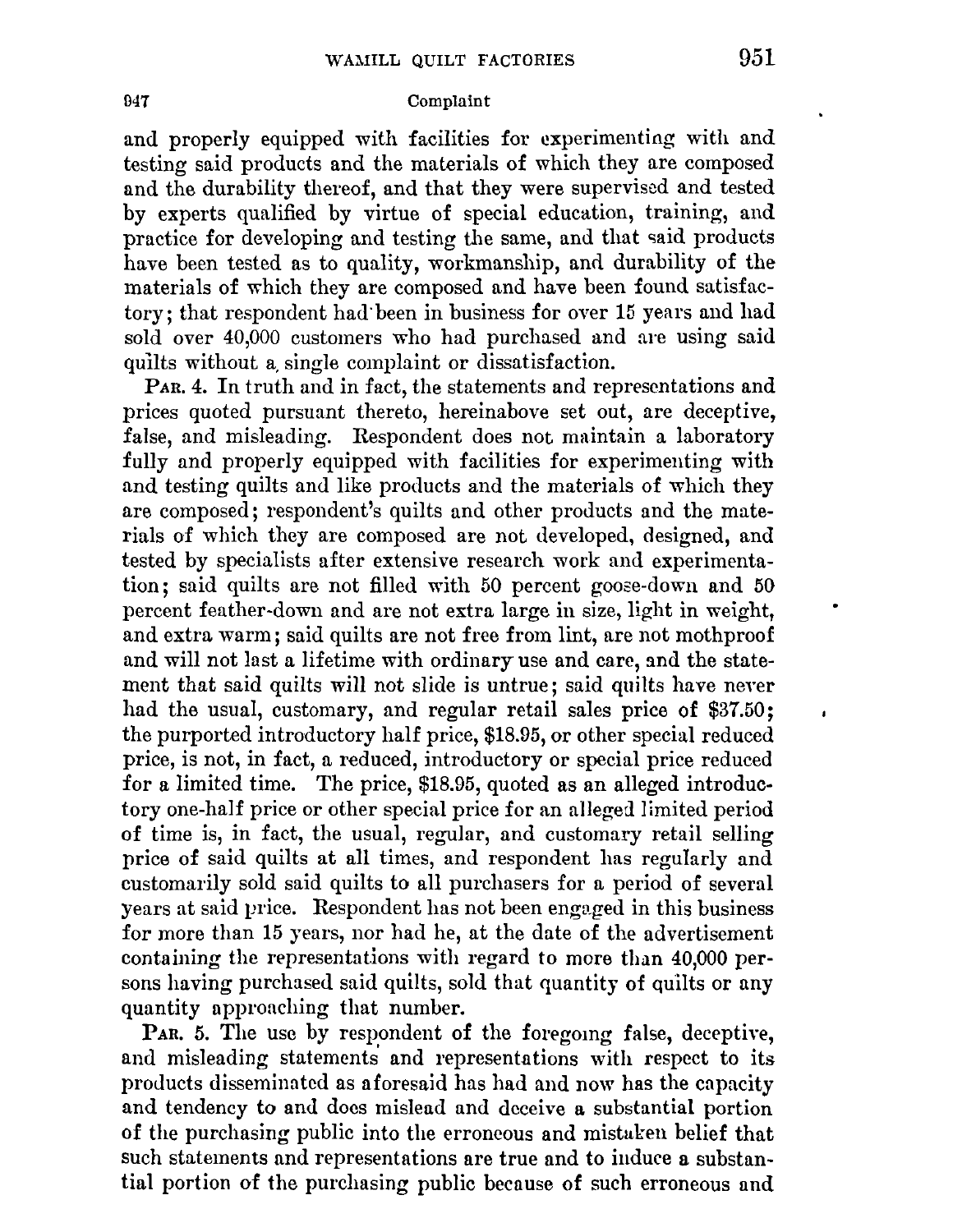and properly equipped with facilities for experimenting with and testing said products and the materials of which they are composed and the durability thereof, and that they were supervised and tested by experts qualified by virtue of special education, training, and practice for developing and testing the same, and that said products have been tested as to quality, workmanship, and durability of the materials of which they are composed and have been found satisfactory; that respondent had been in business for over 15 years and had sold over 40,000 customers who had purchased and are using said quilts without a single complaint or dissatisfaction.

PAR. 4. In truth and in fact, the statements and representations and prices quoted pursuant thereto, hereinabove set out, are deceptive, false, and misleading. Respondent does not maintain a laboratory fully and properly equipped with facilities for experimenting with and testing quilts and like products and the materials of which they are composed; respondent's quilts and other products and the materials of which they are composed are not developed, designed, and tested by specialists after extensive research work and experimentation; said quilts are not filled with 50 percent goose-down and 50 percent feather-down and are not extra large in size, light in weight, and extra warm; said quilts are not free from lint, are not mothproof and will not last a lifetime with ordinary use and care, and the statement that said quilts will not slide is untrue; said quilts have never had the usual, customary, and regular retail sales price of $37.50; the purported introductory half price, $18.95, or other special reduced price, is not, in fact, a reduced, introductory or special price reduced for a limited time. The price, $18.95, quoted as an alleged introductory one-half price or other special price for an alleged limited period of time is, in fact, the usual, regular, and customary retail selling price of said quilts at all times, and respondent has regularly and customarily sold said quilts to all purchasers for a period of several years at said price. Respondent has not been engaged in this business for more than 15 years, nor had he, at the date of the advertisement containing the representations with regard to more than 40,000 persons having purchased said quilts, sold that quantity of quilts or any quantity approaching that number.

PAR. 5. The use by respondent of the foregoing false, deceptive, and misleading statements and representations with respect to its products disseminated as aforesaid has had and now has the capacity and tendency to and does mislead and deceive a substantial portion of the purchasing public into the erroneous and mistaken belief that such statements and representations are true and to induce a substantial portion of the purchasing public because of such erroneous and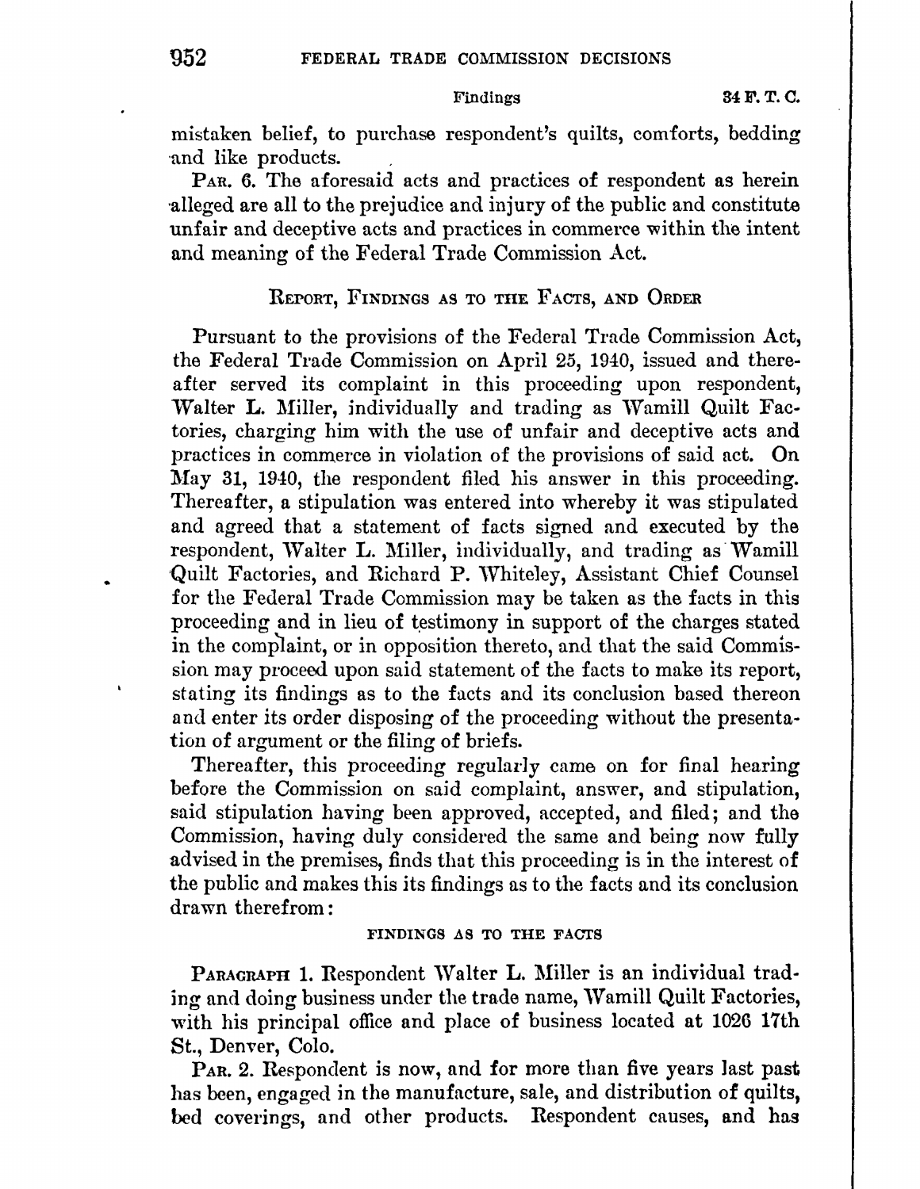mistaken belief, to purchase respondent's quilts, comforts, bedding and like products.

PAR. 6. The aforesaid acts and practices of respondent as herein alleged are all to the prejudice and injury of the public and constitute unfair and deceptive acts and practices in commerce within the intent and meaning of the Federal Trade Commission Act.

## REPORT, FINDINGS AS TO THE FACTS, AND ORDER

Pursuant to the provisions of the Federal Trade Commission Act, the Federal Trade Commission on April 25, 1940, issued and thereafter served its complaint in this proceeding upon respondent, Walter L. Miller, individually and trading as Wamill Quilt Factories, charging him with the use of unfair and deceptive acts and practices in commerce in violation of the provisions of said act. On May 31, 1940, the respondent filed his answer in this proceeding. Thereafter, a stipulation was entered into whereby it was stipulated and agreed that a statement of facts signed and executed by the respondent, Walter L. Miller, individually, and trading as Wamill Quilt Factories, and Richard P. Whiteley, Assistant Chief Counsel for the Federal Trade Commission may be taken as the facts in this proceeding and in lieu of testimony in support of the charges stated in the complaint, or in opposition thereto, and that the said Commission may proceed upon said statement of the facts to make its report, stating its findings as to the facts and its conclusion based thereon and enter its order disposing of the proceeding without the presentation of argument or the filing of briefs.

Thereafter, this proceeding regularly came on for final hearing before the Commission on said complaint, answer, and stipulation, said stipulation having been approved, accepted, and filed; and the Commission, having duly considered the same and being now fully advised in the premises, finds that this proceeding is in the interest of the public and makes this its findings as to the facts and its conclusion drawn therefrom:

### FINDINGS AS TO THE FACTS

PARAGRAPH 1. Respondent Walter L. Miller is an individual trading and doing business under the trade name, Wamill Quilt Factories, with his principal office and place of business located at 1026 17th St., Denver, Colo.

PAR. 2. Respondent is now, and for more than five years last past has been, engaged in the manufacture, sale, and distribution of quilts, bed coverings, and other products. Respondent causes, and has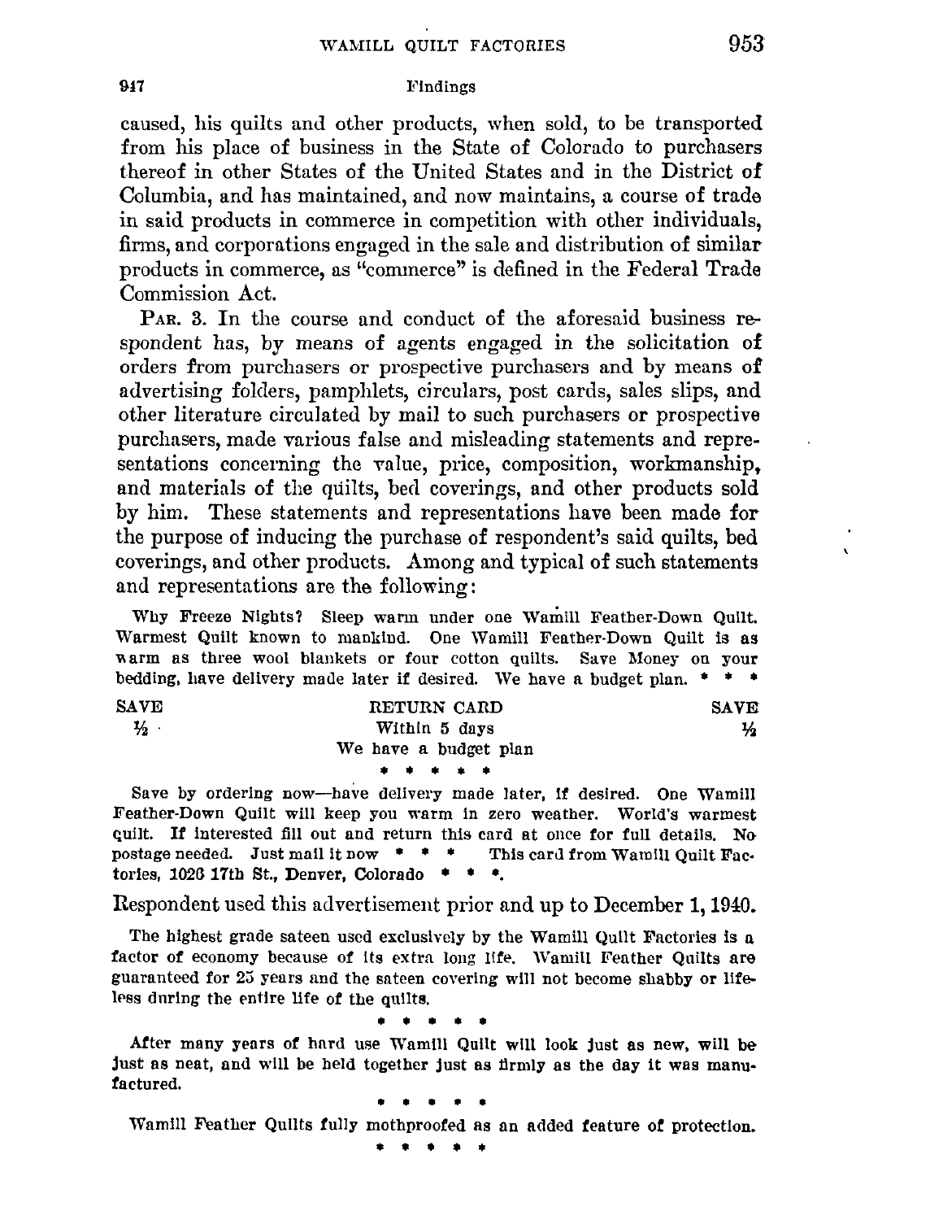caused, his quilts and other products, when sold, to be transported from his place of business in the State of Colorado to purchasers thereof in other States of the United States and in the District of Columbia, and has maintained, and now maintains, a course of trade in said products in commerce in competition with other individuals, firms, and corporations engaged in the sale and distribution of similar products in commerce, as "commerce" is defined in the Federal Trade Commission Act.

PAR. 3. In the course and conduct of the aforesaid business respondent has, by means of agents engaged in the solicitation of orders from purchasers or prospective purchasers and by means of advertising folders, pamphlets, circulars, post cards, sales slips, and other literature circulated by mail to such purchasers or prospective purchasers, made various false and misleading statements and representations concerning the value, price, composition, workmanship, and materials of the quilts, bed coverings, and other products sold by him. These statements and representations have been made for the purpose of inducing the purchase of respondent's said quilts, bed coverings, and other products. Among and typical of such statements and representations are the following:

> Why Freeze Nights? Sleep warm under one Wamill Feather-Down Quilt. Warmest Quilt known to mankind. One Wamill Feather-Down Quilt is as warm as three wool blankets or four cotton quilts. Save Money on your bedding, have delivery made later if desired. We have a budget plan. * * *
>
> SAVE ½ — RETURN CARD Within 5 days We have a budget plan — SAVE ½
>
> \* \* \* \* \*
>
> Save by ordering now—have delivery made later, if desired. One Wamill Feather-Down Quilt will keep you warm in zero weather. World's warmest quilt. If interested fill out and return this card at once for full details. No postage needed. Just mail it now * * * This card from Wamill Quilt Factories, 1026 17th St., Denver, Colorado * * *.

Respondent used this advertisement prior and up to December 1, 1940.

> The highest grade sateen used exclusively by the Wamill Quilt Factories is a factor of economy because of its extra long life. Wamill Feather Quilts are guaranteed for 25 years and the sateen covering will not become shabby or lifeless during the entire life of the quilts.
>
> \* \* \* \* \* \*
>
> After many years of hard use Wamill Quilt will look just as new, will be just as neat, and will be held together just as firmly as the day it was manufactured.
>
> \* \* \* \* \* \*
>
> Wamill Feather Quilts fully mothproofed as an added feature of protection.
>
> \* \* \* \* \*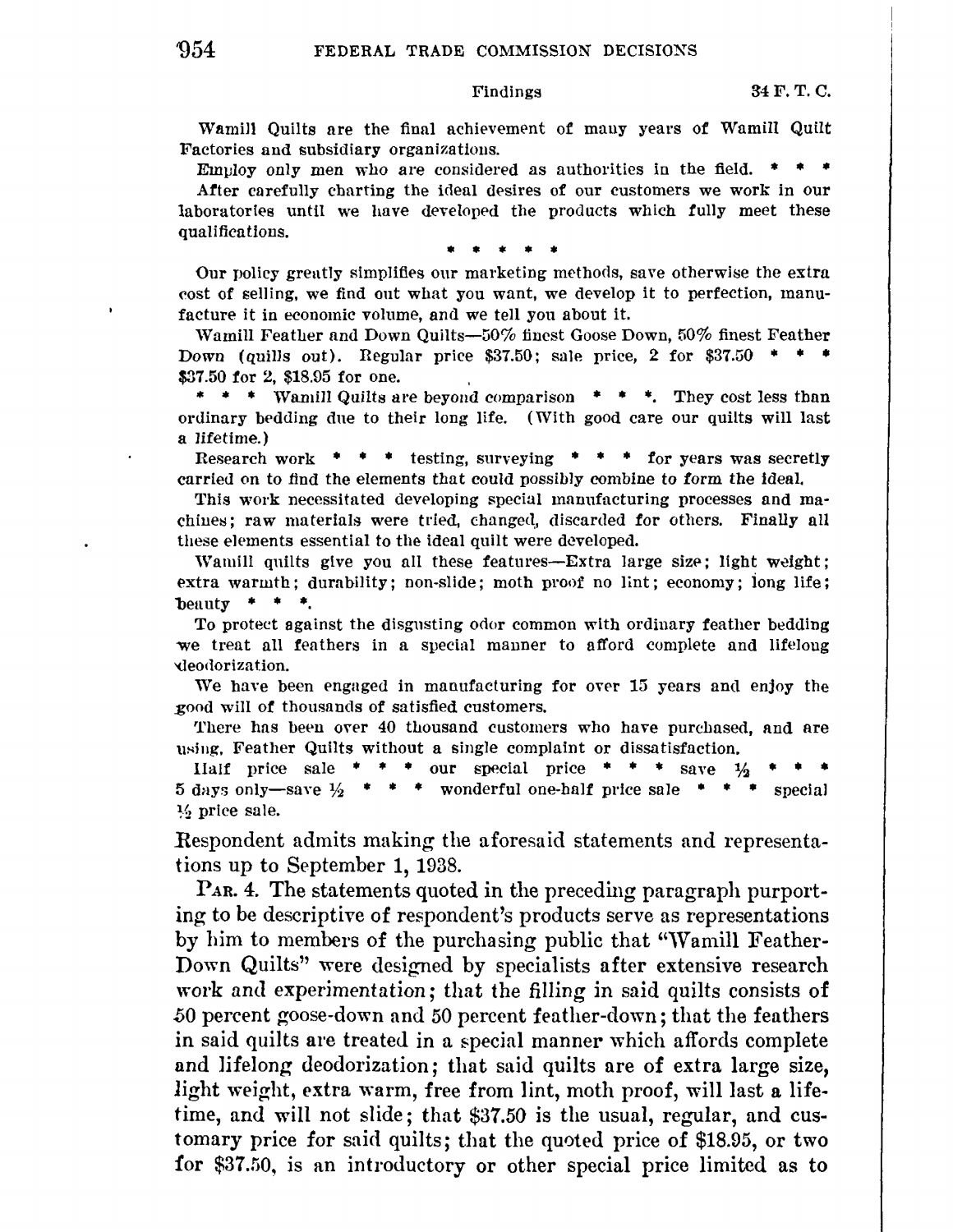Wamill Quilts are the final achievement of many years of Wamill Quilt Factories and subsidiary organizations.

Employ only men who are considered as authorities in the field. * * *

After carefully charting the ideal desires of our customers we work in our laboratories until we have developed the products which fully meet these qualifications.

\* \* \* \* \*

Our policy greatly simplifies our marketing methods, save otherwise the extra cost of selling, we find out what you want, we develop it to perfection, manufacture it in economic volume, and we tell you about it.

Wamill Feather and Down Quilts—50% finest Goose Down, 50% finest Feather Down (quills out). Regular price $37.50; sale price, 2 for $37.50 * * * $37.50 for 2, $18.95 for one.

\* * * Wamill Quilts are beyond comparison * * *. They cost less than ordinary bedding due to their long life. (With good care our quilts will last a lifetime.)

Research work * * * testing, surveying * * * for years was secretly carried on to find the elements that could possibly combine to form the ideal.

This work necessitated developing special manufacturing processes and machines; raw materials were tried, changed, discarded for others. Finally all these elements essential to the ideal quilt were developed.

Wamill quilts give you all these features—Extra large size; light weight; extra warmth; durability; non-slide; moth proof no lint; economy; long life; beauty * * *.

To protect against the disgusting odor common with ordinary feather bedding we treat all feathers in a special manner to afford complete and lifelong deodorization.

We have been engaged in manufacturing for over 15 years and enjoy the good will of thousands of satisfied customers.

There has been over 40 thousand customers who have purchased, and are using, Feather Quilts without a single complaint or dissatisfaction.

Half price sale * * * our special price * * * save ½ * * * 5 days only—save ½ * * * wonderful one-half price sale * * * special ½ price sale.

Respondent admits making the aforesaid statements and representations up to September 1, 1938.

PAR. 4. The statements quoted in the preceding paragraph purporting to be descriptive of respondent's products serve as representations by him to members of the purchasing public that "Wamill Feather-Down Quilts" were designed by specialists after extensive research work and experimentation; that the filling in said quilts consists of 50 percent goose-down and 50 percent feather-down; that the feathers in said quilts are treated in a special manner which affords complete and lifelong deodorization; that said quilts are of extra large size, light weight, extra warm, free from lint, moth proof, will last a lifetime, and will not slide; that $37.50 is the usual, regular, and customary price for said quilts; that the quoted price of $18.95, or two for $37.50, is an introductory or other special price limited as to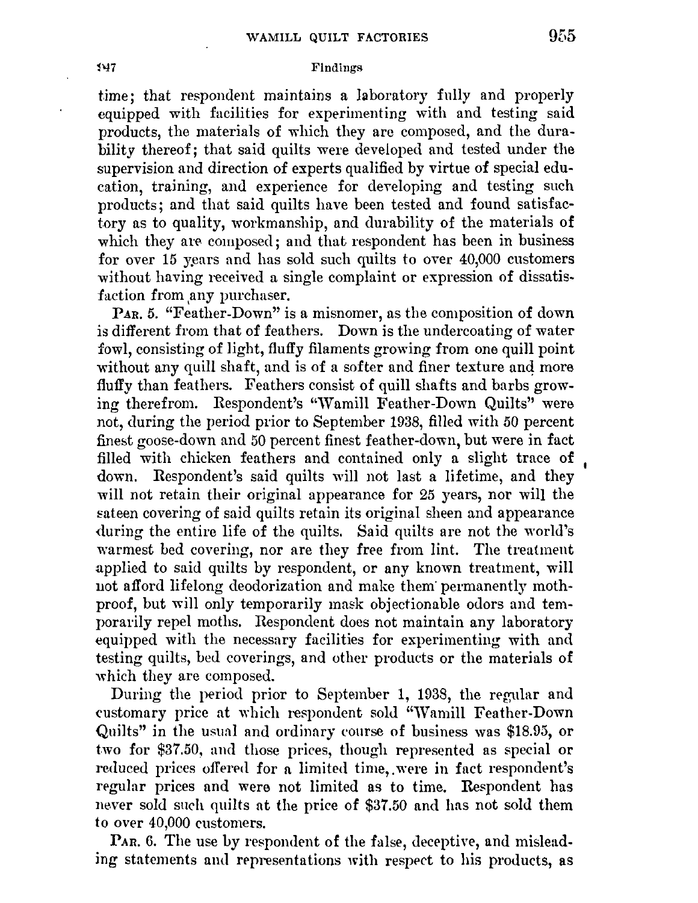time; that respondent maintains a laboratory fully and properly equipped with facilities for experimenting with and testing said products, the materials of which they are composed, and the durability thereof; that said quilts were developed and tested under the supervision and direction of experts qualified by virtue of special education, training, and experience for developing and testing such products; and that said quilts have been tested and found satisfactory as to quality, workmanship, and durability of the materials of which they are composed; and that respondent has been in business for over 15 years and has sold such quilts to over 40,000 customers without having received a single complaint or expression of dissatisfaction from any purchaser.

PAR. 5. "Feather-Down" is a misnomer, as the composition of down is different from that of feathers. Down is the undercoating of water fowl, consisting of light, fluffy filaments growing from one quill point without any quill shaft, and is of a softer and finer texture and more fluffy than feathers. Feathers consist of quill shafts and barbs growing therefrom. Respondent's "Wamill Feather-Down Quilts" were not, during the period prior to September 1938, filled with 50 percent finest goose-down and 50 percent finest feather-down, but were in fact filled with chicken feathers and contained only a slight trace of down. Respondent's said quilts will not last a lifetime, and they will not retain their original appearance for 25 years, nor will the sateen covering of said quilts retain its original sheen and appearance during the entire life of the quilts. Said quilts are not the world's warmest bed covering, nor are they free from lint. The treatment applied to said quilts by respondent, or any known treatment, will not afford lifelong deodorization and make them permanently mothproof, but will only temporarily mask objectionable odors and temporarily repel moths. Respondent does not maintain any laboratory equipped with the necessary facilities for experimenting with and testing quilts, bed coverings, and other products or the materials of which they are composed.

During the period prior to September 1, 1938, the regular and customary price at which respondent sold "Wamill Feather-Down Quilts" in the usual and ordinary course of business was $18.95, or two for $37.50, and those prices, though represented as special or reduced prices offered for a limited time, were in fact respondent's regular prices and were not limited as to time. Respondent has never sold such quilts at the price of $37.50 and has not sold them to over 40,000 customers.

PAR. 6. The use by respondent of the false, deceptive, and misleading statements and representations with respect to his products, as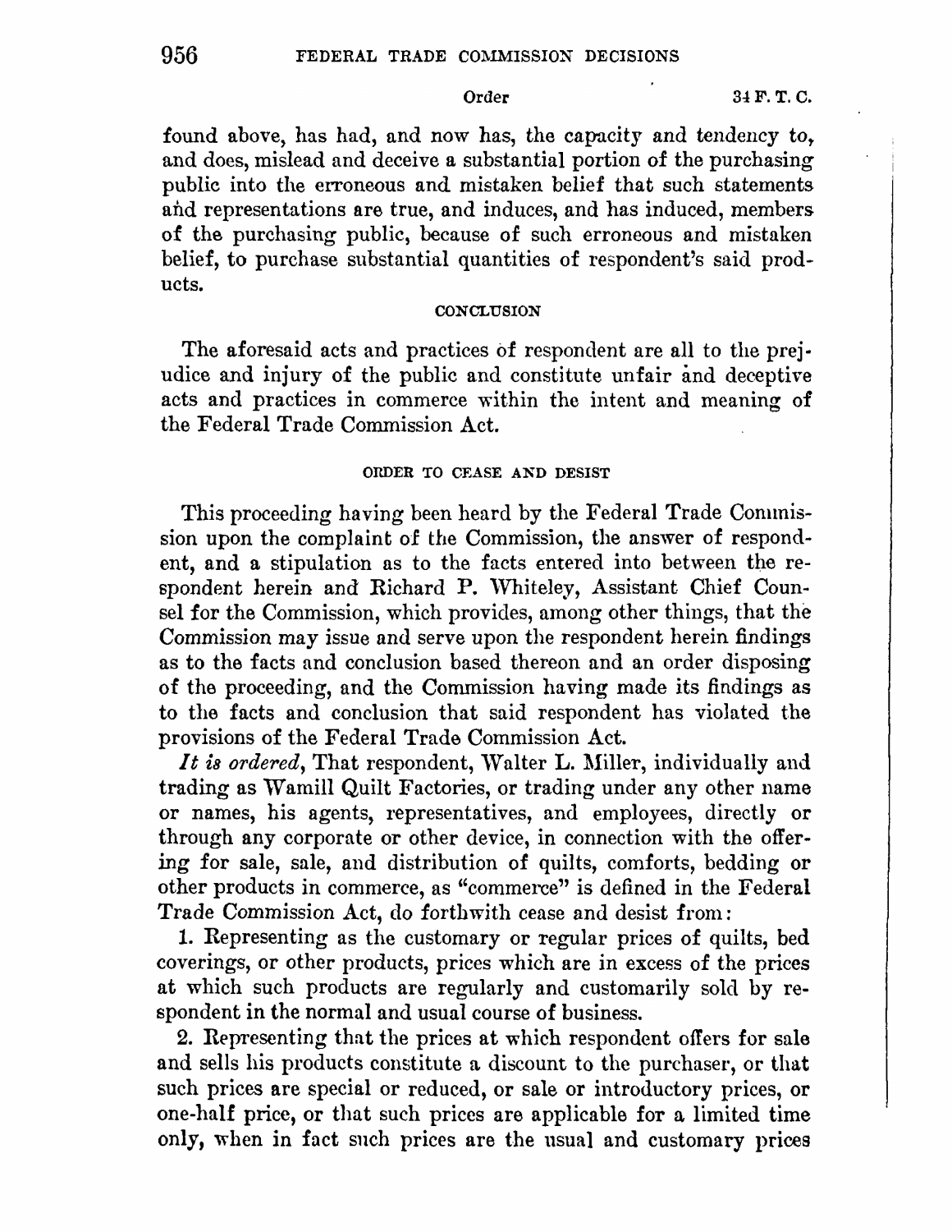found above, has had, and now has, the capacity and tendency to, and does, mislead and deceive a substantial portion of the purchasing public into the erroneous and mistaken belief that such statements and representations are true, and induces, and has induced, members of the purchasing public, because of such erroneous and mistaken belief, to purchase substantial quantities of respondent's said products.

## CONCLUSION

The aforesaid acts and practices of respondent are all to the prejudice and injury of the public and constitute unfair and deceptive acts and practices in commerce within the intent and meaning of the Federal Trade Commission Act.

## ORDER TO CEASE AND DESIST

This proceeding having been heard by the Federal Trade Commission upon the complaint of the Commission, the answer of respondent, and a stipulation as to the facts entered into between the respondent herein and Richard P. Whiteley, Assistant Chief Counsel for the Commission, which provides, among other things, that the Commission may issue and serve upon the respondent herein findings as to the facts and conclusion based thereon and an order disposing of the proceeding, and the Commission having made its findings as to the facts and conclusion that said respondent has violated the provisions of the Federal Trade Commission Act.

*It is ordered*, That respondent, Walter L. Miller, individually and trading as Wamill Quilt Factories, or trading under any other name or names, his agents, representatives, and employees, directly or through any corporate or other device, in connection with the offering for sale, sale, and distribution of quilts, comforts, bedding or other products in commerce, as "commerce" is defined in the Federal Trade Commission Act, do forthwith cease and desist from:

1. Representing as the customary or regular prices of quilts, bed coverings, or other products, prices which are in excess of the prices at which such products are regularly and customarily sold by respondent in the normal and usual course of business.

2. Representing that the prices at which respondent offers for sale and sells his products constitute a discount to the purchaser, or that such prices are special or reduced, or sale or introductory prices, or one-half price, or that such prices are applicable for a limited time only, when in fact such prices are the usual and customary prices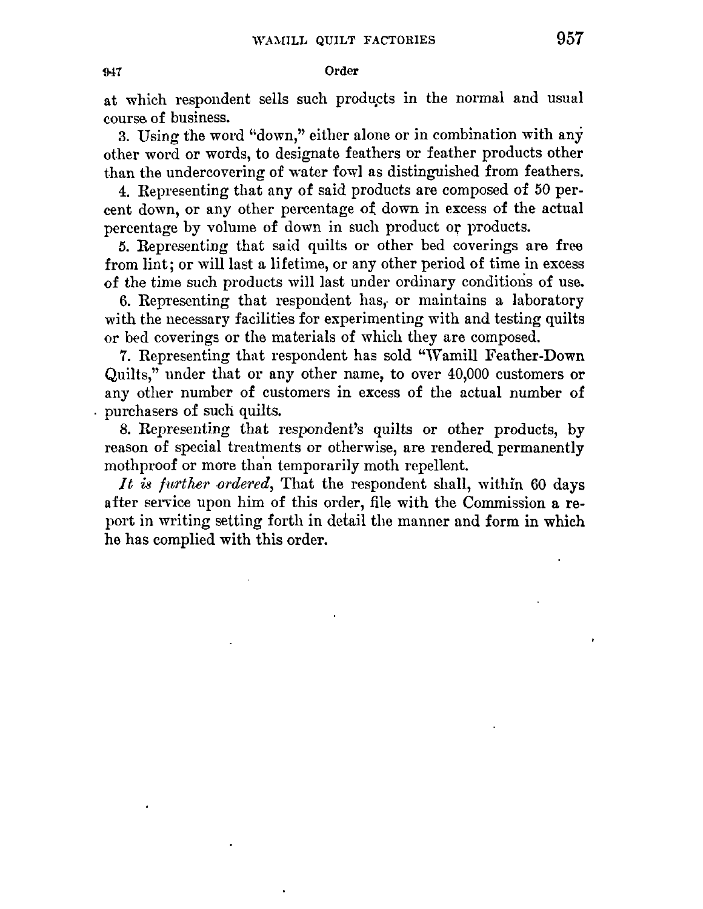at which respondent sells such products in the normal and usual course of business.

3. Using the word "down," either alone or in combination with any other word or words, to designate feathers or feather products other than the undercovering of water fowl as distinguished from feathers.

4. Representing that any of said products are composed of 50 percent down, or any other percentage of down in excess of the actual percentage by volume of down in such product or products.

5. Representing that said quilts or other bed coverings are free from lint; or will last a lifetime, or any other period of time in excess of the time such products will last under ordinary conditions of use.

6. Representing that respondent has, or maintains a laboratory with the necessary facilities for experimenting with and testing quilts or bed coverings or the materials of which they are composed.

7. Representing that respondent has sold "Wamill Feather-Down Quilts," under that or any other name, to over 40,000 customers or any other number of customers in excess of the actual number of purchasers of such quilts.

8. Representing that respondent's quilts or other products, by reason of special treatments or otherwise, are rendered permanently mothproof or more than temporarily moth repellent.

*It is further ordered*, That the respondent shall, within 60 days after service upon him of this order, file with the Commission a report in writing setting forth in detail the manner and form in which he has complied with this order.